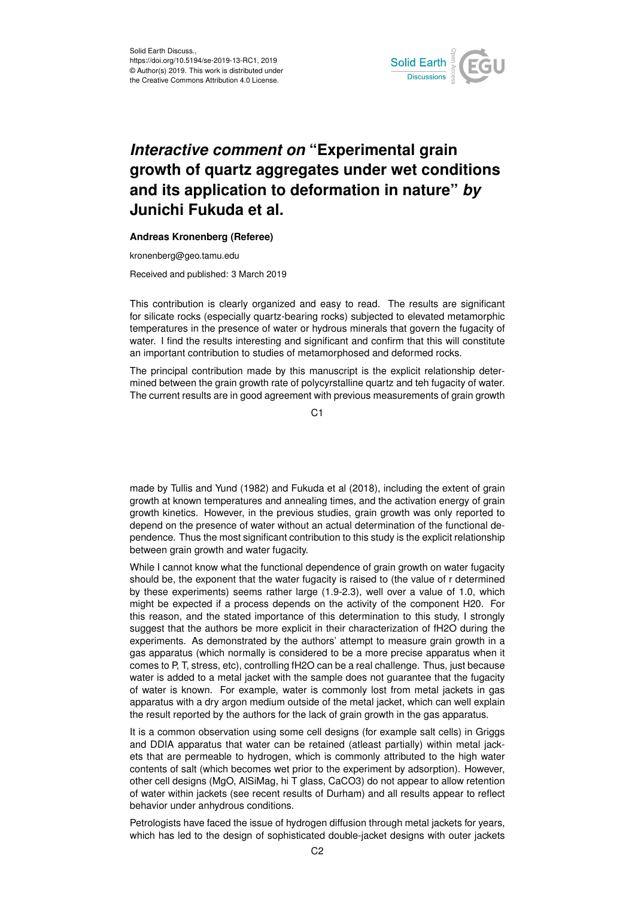# *Interactive comment on* "Experimental grain growth of quartz aggregates under wet conditions and its application to deformation in nature" *by* Junichi Fukuda et al.

**Andreas Kronenberg (Referee)**

kronenberg@geo.tamu.edu

Received and published: 3 March 2019

This contribution is clearly organized and easy to read. The results are significant for silicate rocks (especially quartz-bearing rocks) subjected to elevated metamorphic temperatures in the presence of water or hydrous minerals that govern the fugacity of water. I find the results interesting and significant and confirm that this will constitute an important contribution to studies of metamorphosed and deformed rocks.

The principal contribution made by this manuscript is the explicit relationship determined between the grain growth rate of polycyrstalline quartz and teh fugacity of water. The current results are in good agreement with previous measurements of grain growth made by Tullis and Yund (1982) and Fukuda et al (2018), including the extent of grain growth at known temperatures and annealing times, and the activation energy of grain growth kinetics. However, in the previous studies, grain growth was only reported to depend on the presence of water without an actual determination of the functional dependence. Thus the most significant contribution to this study is the explicit relationship between grain growth and water fugacity.

While I cannot know what the functional dependence of grain growth on water fugacity should be, the exponent that the water fugacity is raised to (the value of r determined by these experiments) seems rather large (1.9-2.3), well over a value of 1.0, which might be expected if a process depends on the activity of the component H20. For this reason, and the stated importance of this determination to this study, I strongly suggest that the authors be more explicit in their characterization of $fH2O$ during the experiments. As demonstrated by the authors' attempt to measure grain growth in a gas apparatus (which normally is considered to be a more precise apparatus when it comes to P, T, stress, etc), controlling $fH2O$ can be a real challenge. Thus, just because water is added to a metal jacket with the sample does not guarantee that the fugacity of water is known. For example, water is commonly lost from metal jackets in gas apparatus with a dry argon medium outside of the metal jacket, which can well explain the result reported by the authors for the lack of grain growth in the gas apparatus.

It is a common observation using some cell designs (for example salt cells) in Griggs and DDIA apparatus that water can be retained (atleast partially) within metal jackets that are permeable to hydrogen, which is commonly attributed to the high water contents of salt (which becomes wet prior to the experiment by adsorption). However, other cell designs (MgO, AlSiMag, hi T glass, CaCO3) do not appear to allow retention of water within jackets (see recent results of Durham) and all results appear to reflect behavior under anhydrous conditions.

Petrologists have faced the issue of hydrogen diffusion through metal jackets for years, which has led to the design of sophisticated double-jacket designs with outer jackets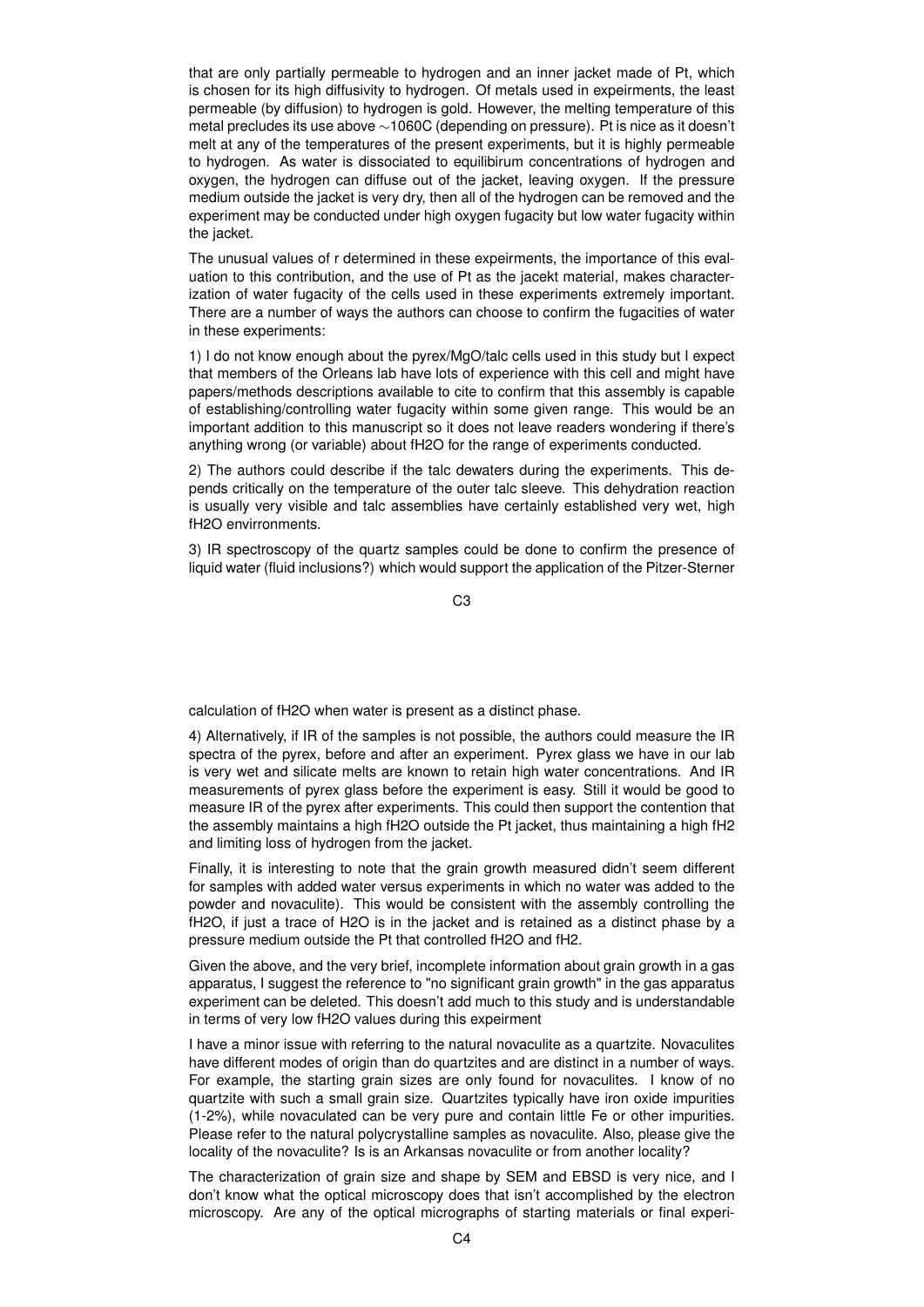that are only partially permeable to hydrogen and an inner jacket made of Pt, which is chosen for its high diffusivity to hydrogen. Of metals used in expeirments, the least permeable (by diffusion) to hydrogen is gold. However, the melting temperature of this metal precludes its use above ∼1060C (depending on pressure). Pt is nice as it doesn't melt at any of the temperatures of the present experiments, but it is highly permeable to hydrogen. As water is dissociated to equilibirum concentrations of hydrogen and oxygen, the hydrogen can diffuse out of the jacket, leaving oxygen. If the pressure medium outside the jacket is very dry, then all of the hydrogen can be removed and the experiment may be conducted under high oxygen fugacity but low water fugacity within the jacket.

The unusual values of r determined in these expeirments, the importance of this evaluation to this contribution, and the use of Pt as the jacekt material, makes characterization of water fugacity of the cells used in these experiments extremely important. There are a number of ways the authors can choose to confirm the fugacities of water in these experiments:

1) I do not know enough about the pyrex/MgO/talc cells used in this study but I expect that members of the Orleans lab have lots of experience with this cell and might have papers/methods descriptions available to cite to confirm that this assembly is capable of establishing/controlling water fugacity within some given range. This would be an important addition to this manuscript so it does not leave readers wondering if there's anything wrong (or variable) about $fH_2O$ for the range of experiments conducted.

2) The authors could describe if the talc dewaters during the experiments. This depends critically on the temperature of the outer talc sleeve. This dehydration reaction is usually very visible and talc assemblies have certainly established very wet, high $fH_2O$ envirronments.

3) IR spectroscopy of the quartz samples could be done to confirm the presence of liquid water (fluid inclusions?) which would support the application of the Pitzer-Sterner calculation of $fH_2O$ when water is present as a distinct phase.

4) Alternatively, if IR of the samples is not possible, the authors could measure the IR spectra of the pyrex, before and after an experiment. Pyrex glass we have in our lab is very wet and silicate melts are known to retain high water concentrations. And IR measurements of pyrex glass before the experiment is easy. Still it would be good to measure IR of the pyrex after experiments. This could then support the contention that the assembly maintains a high $fH_2O$ outside the Pt jacket, thus maintaining a high $fH_2$ and limiting loss of hydrogen from the jacket.

Finally, it is interesting to note that the grain growth measured didn't seem different for samples with added water versus experiments in which no water was added to the powder and novaculite). This would be consistent with the assembly controlling the $fH_2O$, if just a trace of $H_2O$ is in the jacket and is retained as a distinct phase by a pressure medium outside the Pt that controlled $fH_2O$ and $fH_2$.

Given the above, and the very brief, incomplete information about grain growth in a gas apparatus, I suggest the reference to "no significant grain growth" in the gas apparatus experiment can be deleted. This doesn't add much to this study and is understandable in terms of very low $fH_2O$ values during this expeirment

I have a minor issue with referring to the natural novaculite as a quartzite. Novaculites have different modes of origin than do quartzites and are distinct in a number of ways. For example, the starting grain sizes are only found for novaculites. I know of no quartzite with such a small grain size. Quartzites typically have iron oxide impurities (1-2%), while novaculated can be very pure and contain little Fe or other impurities. Please refer to the natural polycrystalline samples as novaculite. Also, please give the locality of the novaculite? Is is an Arkansas novaculite or from another locality?

The characterization of grain size and shape by SEM and EBSD is very nice, and I don't know what the optical microscopy does that isn't accomplished by the electron microscopy. Are any of the optical micrographs of starting materials or final experi-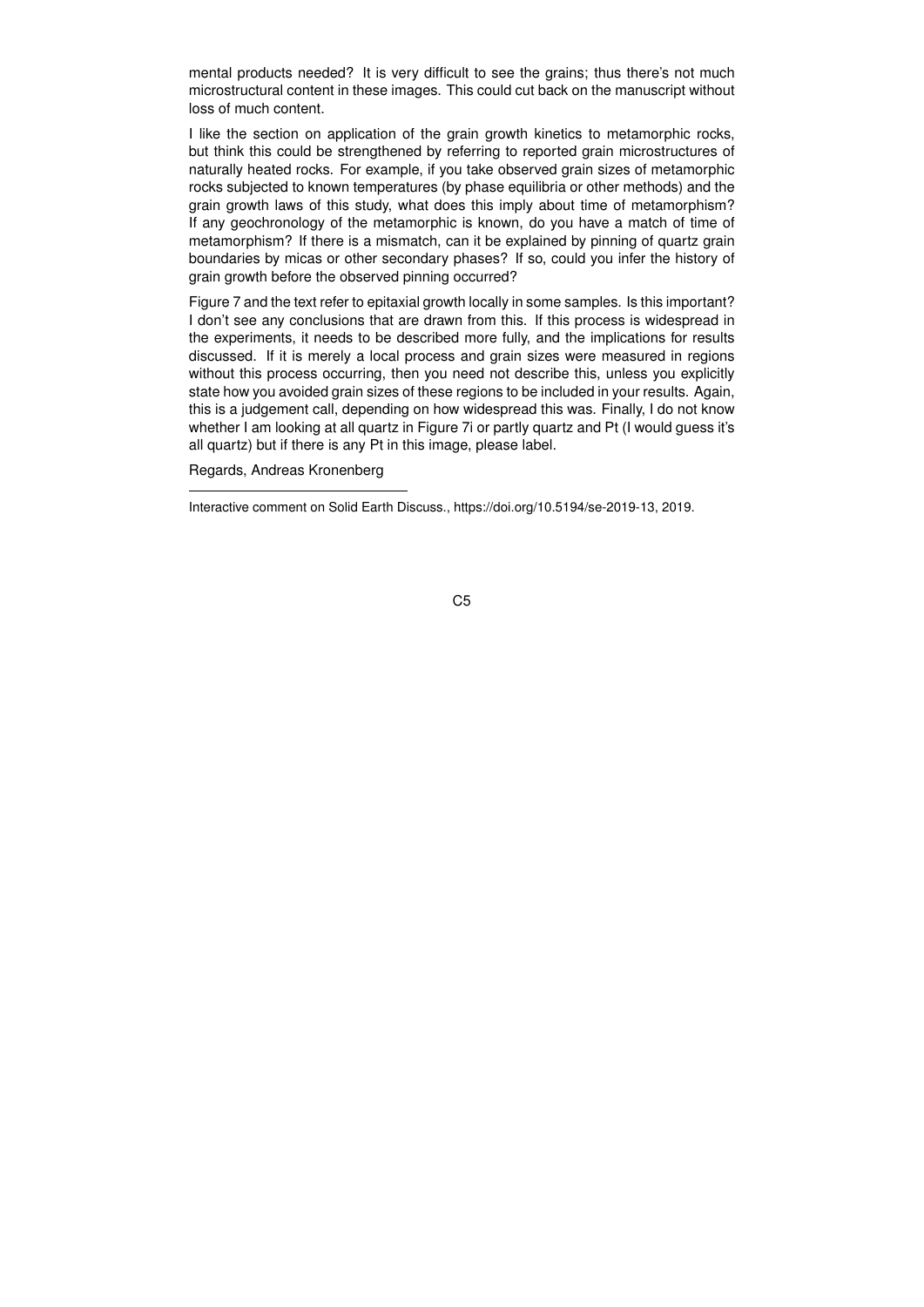mental products needed? It is very difficult to see the grains; thus there's not much microstructural content in these images. This could cut back on the manuscript without loss of much content.

I like the section on application of the grain growth kinetics to metamorphic rocks, but think this could be strengthened by referring to reported grain microstructures of naturally heated rocks. For example, if you take observed grain sizes of metamorphic rocks subjected to known temperatures (by phase equilibria or other methods) and the grain growth laws of this study, what does this imply about time of metamorphism? If any geochronology of the metamorphic is known, do you have a match of time of metamorphism? If there is a mismatch, can it be explained by pinning of quartz grain boundaries by micas or other secondary phases? If so, could you infer the history of grain growth before the observed pinning occurred?

Figure 7 and the text refer to epitaxial growth locally in some samples. Is this important? I don't see any conclusions that are drawn from this. If this process is widespread in the experiments, it needs to be described more fully, and the implications for results discussed. If it is merely a local process and grain sizes were measured in regions without this process occurring, then you need not describe this, unless you explicitly state how you avoided grain sizes of these regions to be included in your results. Again, this is a judgement call, depending on how widespread this was. Finally, I do not know whether I am looking at all quartz in Figure 7i or partly quartz and Pt (I would guess it's all quartz) but if there is any Pt in this image, please label.

Regards, Andreas Kronenberg

---

Interactive comment on Solid Earth Discuss., https://doi.org/10.5194/se-2019-13, 2019.